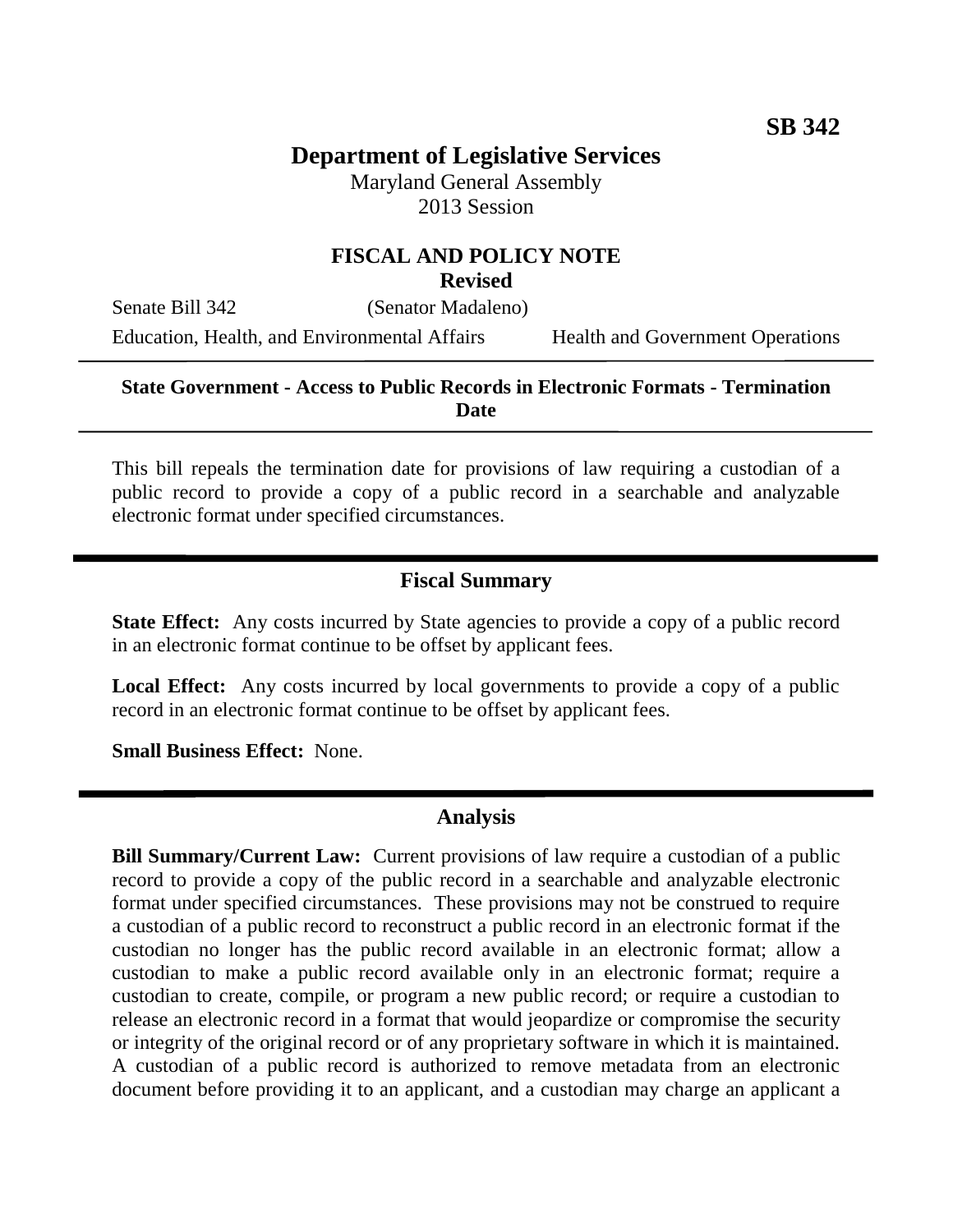**SB 342**

# Department of Legislative Services

Maryland General Assembly
2013 Session

## FISCAL AND POLICY NOTE
**Revised**

Senate Bill 342 (Senator Madaleno)

Education, Health, and Environmental Affairs Health and Government Operations

---

**State Government - Access to Public Records in Electronic Formats - Termination Date**

---

This bill repeals the termination date for provisions of law requiring a custodian of a public record to provide a copy of a public record in a searchable and analyzable electronic format under specified circumstances.

## Fiscal Summary

**State Effect:** Any costs incurred by State agencies to provide a copy of a public record in an electronic format continue to be offset by applicant fees.

**Local Effect:** Any costs incurred by local governments to provide a copy of a public record in an electronic format continue to be offset by applicant fees.

**Small Business Effect:** None.

## Analysis

**Bill Summary/Current Law:** Current provisions of law require a custodian of a public record to provide a copy of the public record in a searchable and analyzable electronic format under specified circumstances. These provisions may not be construed to require a custodian of a public record to reconstruct a public record in an electronic format if the custodian no longer has the public record available in an electronic format; allow a custodian to make a public record available only in an electronic format; require a custodian to create, compile, or program a new public record; or require a custodian to release an electronic record in a format that would jeopardize or compromise the security or integrity of the original record or of any proprietary software in which it is maintained. A custodian of a public record is authorized to remove metadata from an electronic document before providing it to an applicant, and a custodian may charge an applicant a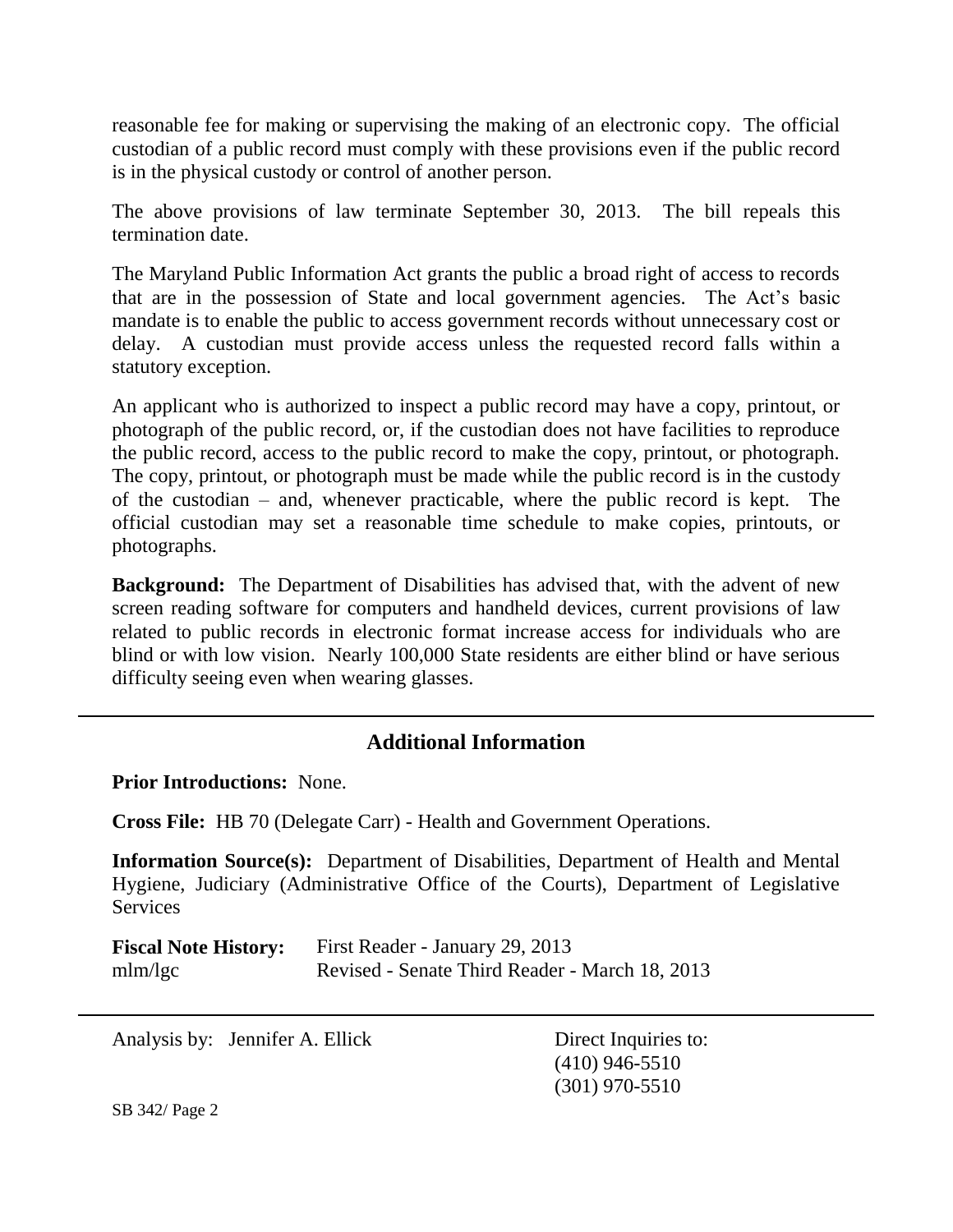reasonable fee for making or supervising the making of an electronic copy. The official custodian of a public record must comply with these provisions even if the public record is in the physical custody or control of another person.

The above provisions of law terminate September 30, 2013. The bill repeals this termination date.

The Maryland Public Information Act grants the public a broad right of access to records that are in the possession of State and local government agencies. The Act's basic mandate is to enable the public to access government records without unnecessary cost or delay. A custodian must provide access unless the requested record falls within a statutory exception.

An applicant who is authorized to inspect a public record may have a copy, printout, or photograph of the public record, or, if the custodian does not have facilities to reproduce the public record, access to the public record to make the copy, printout, or photograph. The copy, printout, or photograph must be made while the public record is in the custody of the custodian – and, whenever practicable, where the public record is kept. The official custodian may set a reasonable time schedule to make copies, printouts, or photographs.

**Background:** The Department of Disabilities has advised that, with the advent of new screen reading software for computers and handheld devices, current provisions of law related to public records in electronic format increase access for individuals who are blind or with low vision. Nearly 100,000 State residents are either blind or have serious difficulty seeing even when wearing glasses.

## Additional Information

**Prior Introductions:** None.

**Cross File:** HB 70 (Delegate Carr) - Health and Government Operations.

**Information Source(s):** Department of Disabilities, Department of Health and Mental Hygiene, Judiciary (Administrative Office of the Courts), Department of Legislative Services

**Fiscal Note History:** First Reader - January 29, 2013
mlm/lgc Revised - Senate Third Reader - March 18, 2013

Analysis by: Jennifer A. Ellick

Direct Inquiries to:
(410) 946-5510
(301) 970-5510